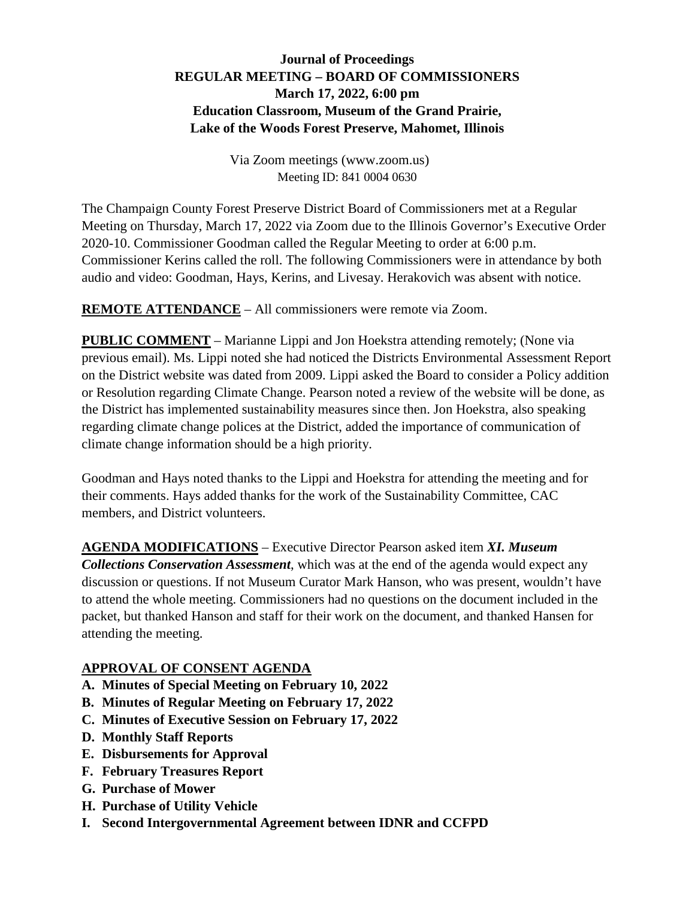**Journal of Proceedings**
**REGULAR MEETING – BOARD OF COMMISSIONERS**
**March 17, 2022, 6:00 pm**
**Education Classroom, Museum of the Grand Prairie,**
**Lake of the Woods Forest Preserve, Mahomet, Illinois**

Via Zoom meetings (www.zoom.us)
Meeting ID: 841 0004 0630

The Champaign County Forest Preserve District Board of Commissioners met at a Regular Meeting on Thursday, March 17, 2022 via Zoom due to the Illinois Governor's Executive Order 2020-10. Commissioner Goodman called the Regular Meeting to order at 6:00 p.m. Commissioner Kerins called the roll. The following Commissioners were in attendance by both audio and video: Goodman, Hays, Kerins, and Livesay. Herakovich was absent with notice.

**REMOTE ATTENDANCE** – All commissioners were remote via Zoom.

**PUBLIC COMMENT** – Marianne Lippi and Jon Hoekstra attending remotely; (None via previous email). Ms. Lippi noted she had noticed the Districts Environmental Assessment Report on the District website was dated from 2009. Lippi asked the Board to consider a Policy addition or Resolution regarding Climate Change. Pearson noted a review of the website will be done, as the District has implemented sustainability measures since then. Jon Hoekstra, also speaking regarding climate change polices at the District, added the importance of communication of climate change information should be a high priority.

Goodman and Hays noted thanks to the Lippi and Hoekstra for attending the meeting and for their comments. Hays added thanks for the work of the Sustainability Committee, CAC members, and District volunteers.

**AGENDA MODIFICATIONS** – Executive Director Pearson asked item ***XI. Museum Collections Conservation Assessment***, which was at the end of the agenda would expect any discussion or questions. If not Museum Curator Mark Hanson, who was present, wouldn't have to attend the whole meeting. Commissioners had no questions on the document included in the packet, but thanked Hanson and staff for their work on the document, and thanked Hansen for attending the meeting.

**APPROVAL OF CONSENT AGENDA**

**A. Minutes of Special Meeting on February 10, 2022**
**B. Minutes of Regular Meeting on February 17, 2022**
**C. Minutes of Executive Session on February 17, 2022**
**D. Monthly Staff Reports**
**E. Disbursements for Approval**
**F. February Treasures Report**
**G. Purchase of Mower**
**H. Purchase of Utility Vehicle**
**I. Second Intergovernmental Agreement between IDNR and CCFPD**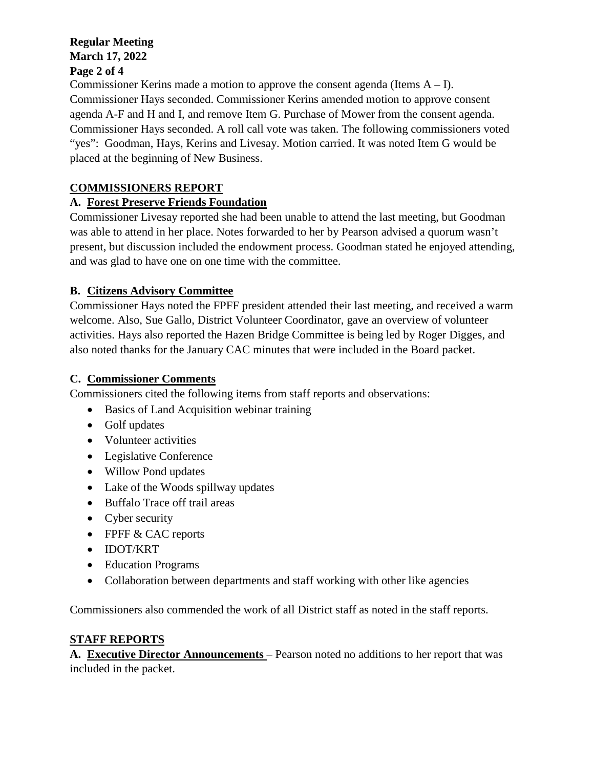Commissioner Kerins made a motion to approve the consent agenda (Items A – I). Commissioner Hays seconded. Commissioner Kerins amended motion to approve consent agenda A-F and H and I, and remove Item G. Purchase of Mower from the consent agenda. Commissioner Hays seconded. A roll call vote was taken. The following commissioners voted "yes": Goodman, Hays, Kerins and Livesay. Motion carried. It was noted Item G would be placed at the beginning of New Business.

## COMMISSIONERS REPORT

### A. Forest Preserve Friends Foundation

Commissioner Livesay reported she had been unable to attend the last meeting, but Goodman was able to attend in her place. Notes forwarded to her by Pearson advised a quorum wasn't present, but discussion included the endowment process. Goodman stated he enjoyed attending, and was glad to have one on one time with the committee.

### B. Citizens Advisory Committee

Commissioner Hays noted the FPFF president attended their last meeting, and received a warm welcome. Also, Sue Gallo, District Volunteer Coordinator, gave an overview of volunteer activities. Hays also reported the Hazen Bridge Committee is being led by Roger Digges, and also noted thanks for the January CAC minutes that were included in the Board packet.

### C. Commissioner Comments

Commissioners cited the following items from staff reports and observations:

- Basics of Land Acquisition webinar training
- Golf updates
- Volunteer activities
- Legislative Conference
- Willow Pond updates
- Lake of the Woods spillway updates
- Buffalo Trace off trail areas
- Cyber security
- FPFF & CAC reports
- IDOT/KRT
- Education Programs
- Collaboration between departments and staff working with other like agencies

Commissioners also commended the work of all District staff as noted in the staff reports.

## STAFF REPORTS

**A. Executive Director Announcements** – Pearson noted no additions to her report that was included in the packet.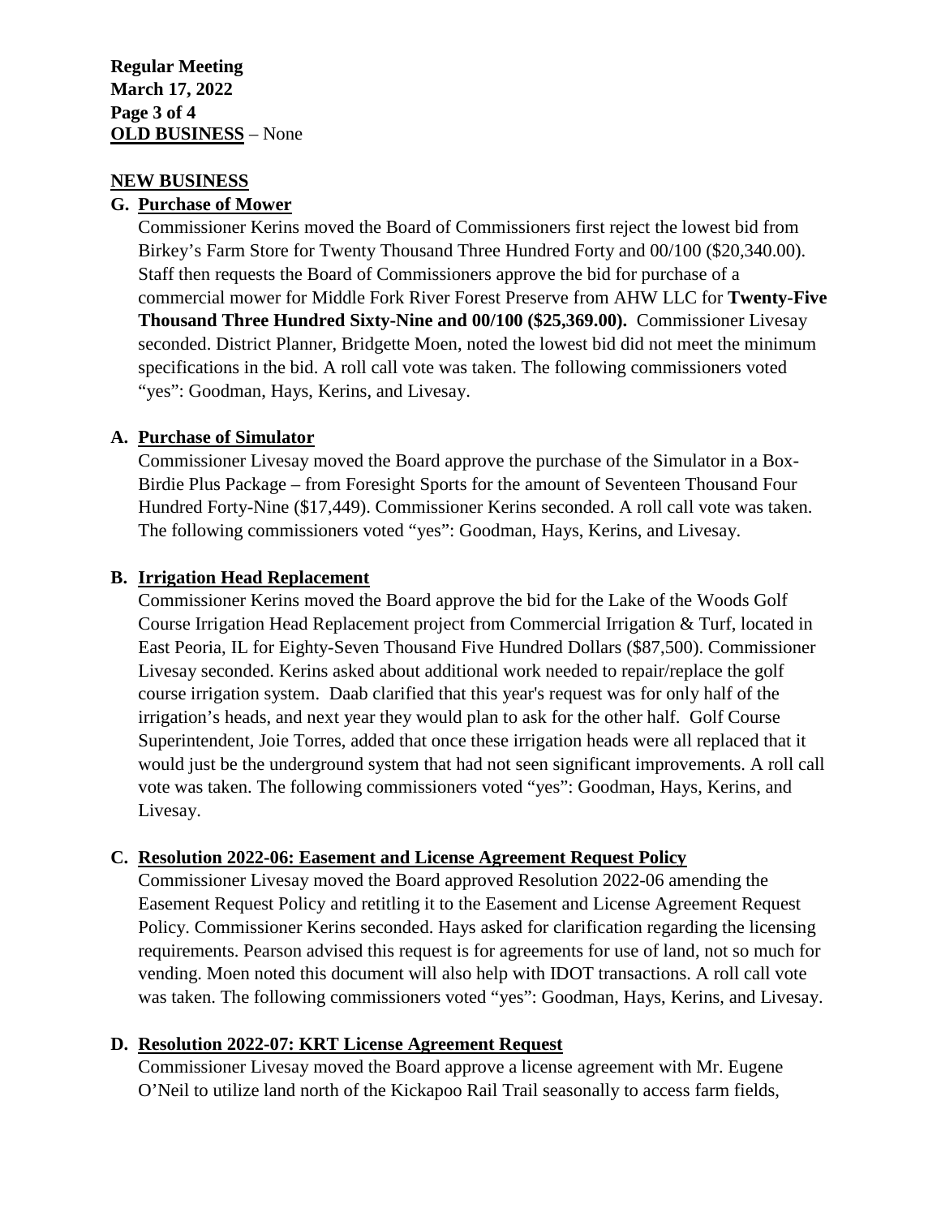**OLD BUSINESS** – None

## NEW BUSINESS

### G. Purchase of Mower

Commissioner Kerins moved the Board of Commissioners first reject the lowest bid from Birkey's Farm Store for Twenty Thousand Three Hundred Forty and 00/100 ($20,340.00). Staff then requests the Board of Commissioners approve the bid for purchase of a commercial mower for Middle Fork River Forest Preserve from AHW LLC for **Twenty-Five Thousand Three Hundred Sixty-Nine and 00/100 ($25,369.00).** Commissioner Livesay seconded. District Planner, Bridgette Moen, noted the lowest bid did not meet the minimum specifications in the bid. A roll call vote was taken. The following commissioners voted "yes": Goodman, Hays, Kerins, and Livesay.

### A. Purchase of Simulator

Commissioner Livesay moved the Board approve the purchase of the Simulator in a Box-Birdie Plus Package – from Foresight Sports for the amount of Seventeen Thousand Four Hundred Forty-Nine ($17,449). Commissioner Kerins seconded. A roll call vote was taken. The following commissioners voted "yes": Goodman, Hays, Kerins, and Livesay.

### B. Irrigation Head Replacement

Commissioner Kerins moved the Board approve the bid for the Lake of the Woods Golf Course Irrigation Head Replacement project from Commercial Irrigation & Turf, located in East Peoria, IL for Eighty-Seven Thousand Five Hundred Dollars ($87,500). Commissioner Livesay seconded. Kerins asked about additional work needed to repair/replace the golf course irrigation system. Daab clarified that this year's request was for only half of the irrigation's heads, and next year they would plan to ask for the other half. Golf Course Superintendent, Joie Torres, added that once these irrigation heads were all replaced that it would just be the underground system that had not seen significant improvements. A roll call vote was taken. The following commissioners voted "yes": Goodman, Hays, Kerins, and Livesay.

### C. Resolution 2022-06: Easement and License Agreement Request Policy

Commissioner Livesay moved the Board approved Resolution 2022-06 amending the Easement Request Policy and retitling it to the Easement and License Agreement Request Policy. Commissioner Kerins seconded. Hays asked for clarification regarding the licensing requirements. Pearson advised this request is for agreements for use of land, not so much for vending. Moen noted this document will also help with IDOT transactions. A roll call vote was taken. The following commissioners voted "yes": Goodman, Hays, Kerins, and Livesay.

### D. Resolution 2022-07: KRT License Agreement Request

Commissioner Livesay moved the Board approve a license agreement with Mr. Eugene O'Neil to utilize land north of the Kickapoo Rail Trail seasonally to access farm fields,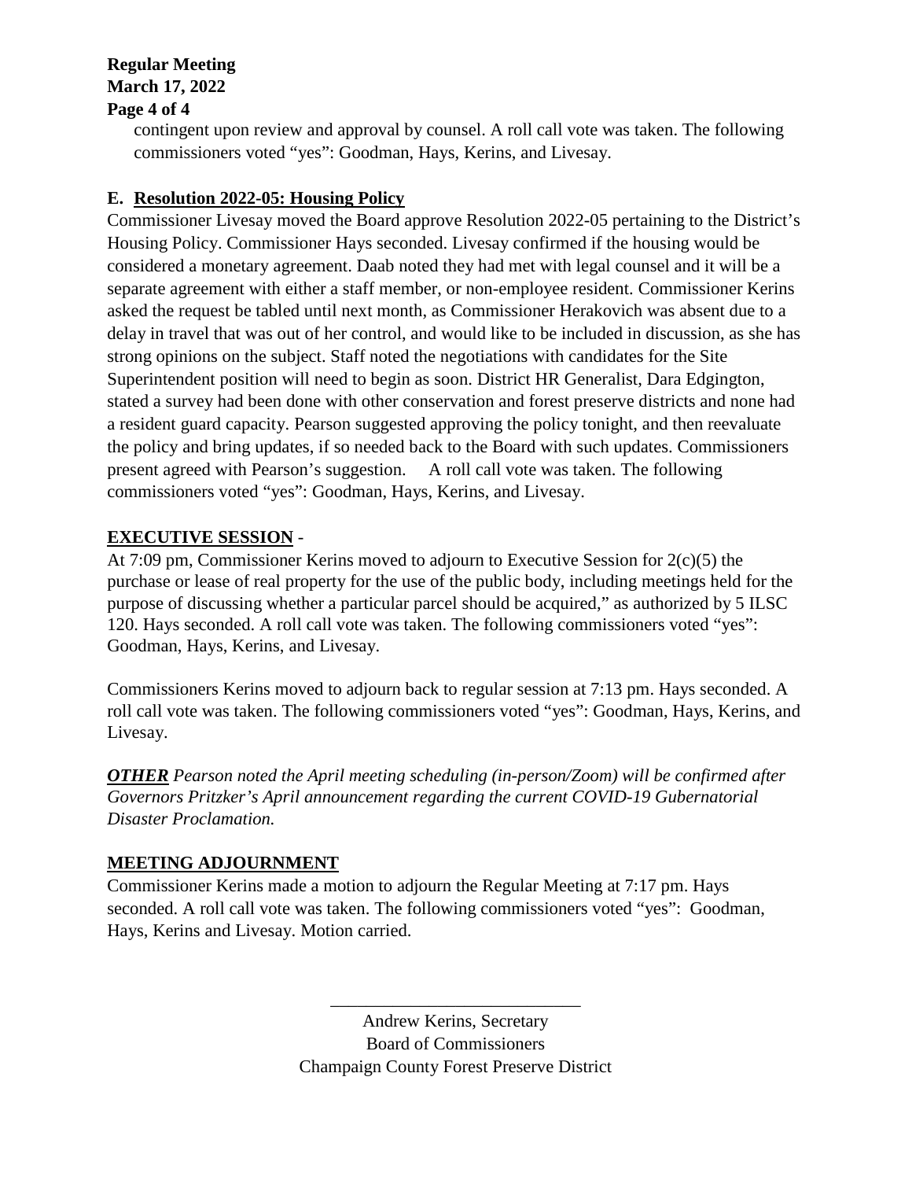contingent upon review and approval by counsel. A roll call vote was taken. The following commissioners voted "yes": Goodman, Hays, Kerins, and Livesay.

**E. Resolution 2022-05: Housing Policy**

Commissioner Livesay moved the Board approve Resolution 2022-05 pertaining to the District's Housing Policy. Commissioner Hays seconded. Livesay confirmed if the housing would be considered a monetary agreement. Daab noted they had met with legal counsel and it will be a separate agreement with either a staff member, or non-employee resident. Commissioner Kerins asked the request be tabled until next month, as Commissioner Herakovich was absent due to a delay in travel that was out of her control, and would like to be included in discussion, as she has strong opinions on the subject. Staff noted the negotiations with candidates for the Site Superintendent position will need to begin as soon. District HR Generalist, Dara Edgington, stated a survey had been done with other conservation and forest preserve districts and none had a resident guard capacity. Pearson suggested approving the policy tonight, and then reevaluate the policy and bring updates, if so needed back to the Board with such updates. Commissioners present agreed with Pearson's suggestion. A roll call vote was taken. The following commissioners voted "yes": Goodman, Hays, Kerins, and Livesay.

**EXECUTIVE SESSION** -

At 7:09 pm, Commissioner Kerins moved to adjourn to Executive Session for 2(c)(5) the purchase or lease of real property for the use of the public body, including meetings held for the purpose of discussing whether a particular parcel should be acquired," as authorized by 5 ILSC 120. Hays seconded. A roll call vote was taken. The following commissioners voted "yes": Goodman, Hays, Kerins, and Livesay.

Commissioners Kerins moved to adjourn back to regular session at 7:13 pm. Hays seconded. A roll call vote was taken. The following commissioners voted "yes": Goodman, Hays, Kerins, and Livesay.

***OTHER*** *Pearson noted the April meeting scheduling (in-person/Zoom) will be confirmed after Governors Pritzker's April announcement regarding the current COVID-19 Gubernatorial Disaster Proclamation.*

**MEETING ADJOURNMENT**

Commissioner Kerins made a motion to adjourn the Regular Meeting at 7:17 pm. Hays seconded. A roll call vote was taken. The following commissioners voted "yes": Goodman, Hays, Kerins and Livesay. Motion carried.

\_\_\_\_\_\_\_\_\_\_\_\_\_\_\_\_\_\_\_\_\_\_\_\_\_\_\_\_\_\_

Andrew Kerins, Secretary
Board of Commissioners
Champaign County Forest Preserve District